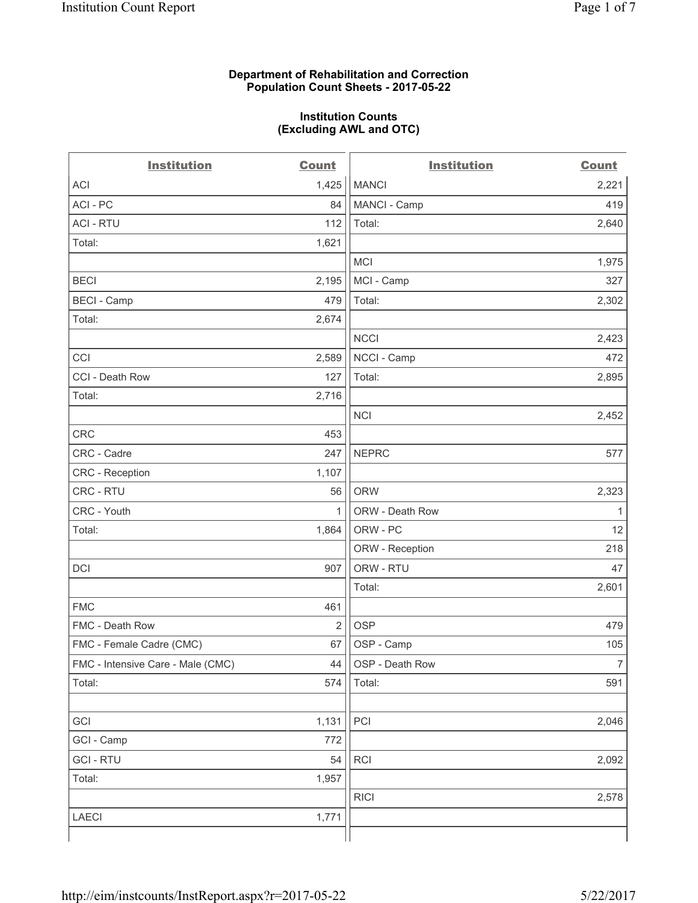**Department of Rehabilitation and Correction**
**Population Count Sheets - 2017-05-22**

**Institution Counts**
**(Excluding AWL and OTC)**

| Institution | Count | Institution | Count |
|---|---|---|---|
| ACI | 1,425 | MANCI | 2,221 |
| ACI - PC | 84 | MANCI - Camp | 419 |
| ACI - RTU | 112 | Total: | 2,640 |
| Total: | 1,621 | | |
| | | MCI | 1,975 |
| BECI | 2,195 | MCI - Camp | 327 |
| BECI - Camp | 479 | Total: | 2,302 |
| Total: | 2,674 | | |
| | | NCCI | 2,423 |
| CCI | 2,589 | NCCI - Camp | 472 |
| CCI - Death Row | 127 | Total: | 2,895 |
| Total: | 2,716 | | |
| | | NCI | 2,452 |
| CRC | 453 | | |
| CRC - Cadre | 247 | NEPRC | 577 |
| CRC - Reception | 1,107 | | |
| CRC - RTU | 56 | ORW | 2,323 |
| CRC - Youth | 1 | ORW - Death Row | 1 |
| Total: | 1,864 | ORW - PC | 12 |
| | | ORW - Reception | 218 |
| DCI | 907 | ORW - RTU | 47 |
| | | Total: | 2,601 |
| FMC | 461 | | |
| FMC - Death Row | 2 | OSP | 479 |
| FMC - Female Cadre (CMC) | 67 | OSP - Camp | 105 |
| FMC - Intensive Care - Male (CMC) | 44 | OSP - Death Row | 7 |
| Total: | 574 | Total: | 591 |
| | | | |
| GCI | 1,131 | PCI | 2,046 |
| GCI - Camp | 772 | | |
| GCI - RTU | 54 | RCI | 2,092 |
| Total: | 1,957 | | |
| | | RICI | 2,578 |
| LAECI | 1,771 | | |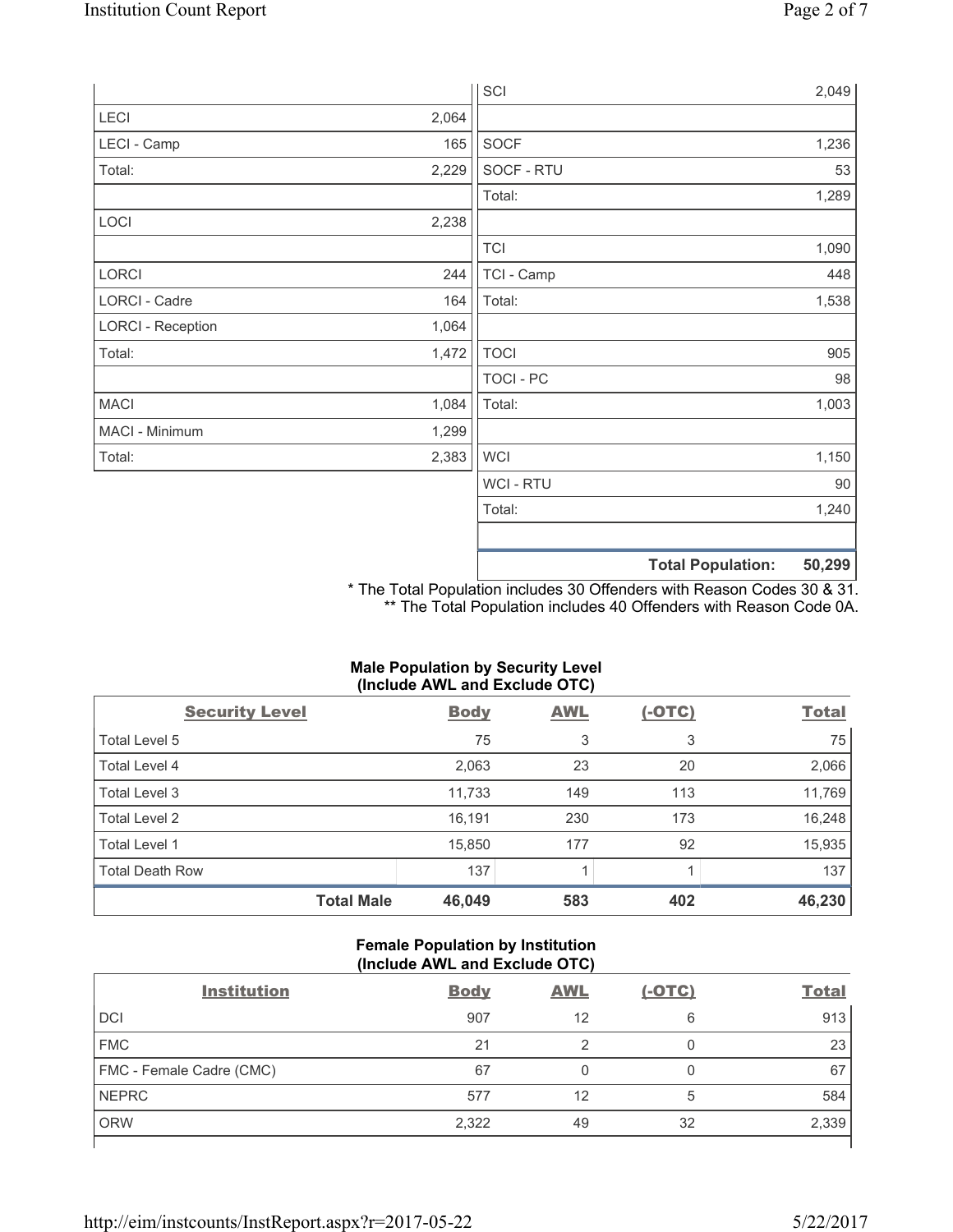| | |
|---|---|
| LECI | 2,064 |
| LECI - Camp | 165 |
| Total: | 2,229 |
| | |
| LOCI | 2,238 |
| | |
| LORCI | 244 |
| LORCI - Cadre | 164 |
| LORCI - Reception | 1,064 |
| Total: | 1,472 |
| | |
| MACI | 1,084 |
| MACI - Minimum | 1,299 |
| Total: | 2,383 |

| | |
|---|---|
| SCI | 2,049 |
| | |
| SOCF | 1,236 |
| SOCF - RTU | 53 |
| Total: | 1,289 |
| | |
| TCI | 1,090 |
| TCI - Camp | 448 |
| Total: | 1,538 |
| | |
| TOCI | 905 |
| TOCI - PC | 98 |
| Total: | 1,003 |
| | |
| WCI | 1,150 |
| WCI - RTU | 90 |
| Total: | 1,240 |
| | |
| **Total Population:** | **50,299** |

\* The Total Population includes 30 Offenders with Reason Codes 30 & 31.
\*\* The Total Population includes 40 Offenders with Reason Code 0A.

### Male Population by Security Level (Include AWL and Exclude OTC)

| Security Level | Body | AWL | (-OTC) | Total |
|---|---|---|---|---|
| Total Level 5 | 75 | 3 | 3 | 75 |
| Total Level 4 | 2,063 | 23 | 20 | 2,066 |
| Total Level 3 | 11,733 | 149 | 113 | 11,769 |
| Total Level 2 | 16,191 | 230 | 173 | 16,248 |
| Total Level 1 | 15,850 | 177 | 92 | 15,935 |
| Total Death Row | 137 | 1 | 1 | 137 |
| **Total Male** | **46,049** | **583** | **402** | **46,230** |

### Female Population by Institution (Include AWL and Exclude OTC)

| Institution | Body | AWL | (-OTC) | Total |
|---|---|---|---|---|
| DCI | 907 | 12 | 6 | 913 |
| FMC | 21 | 2 | 0 | 23 |
| FMC - Female Cadre (CMC) | 67 | 0 | 0 | 67 |
| NEPRC | 577 | 12 | 5 | 584 |
| ORW | 2,322 | 49 | 32 | 2,339 |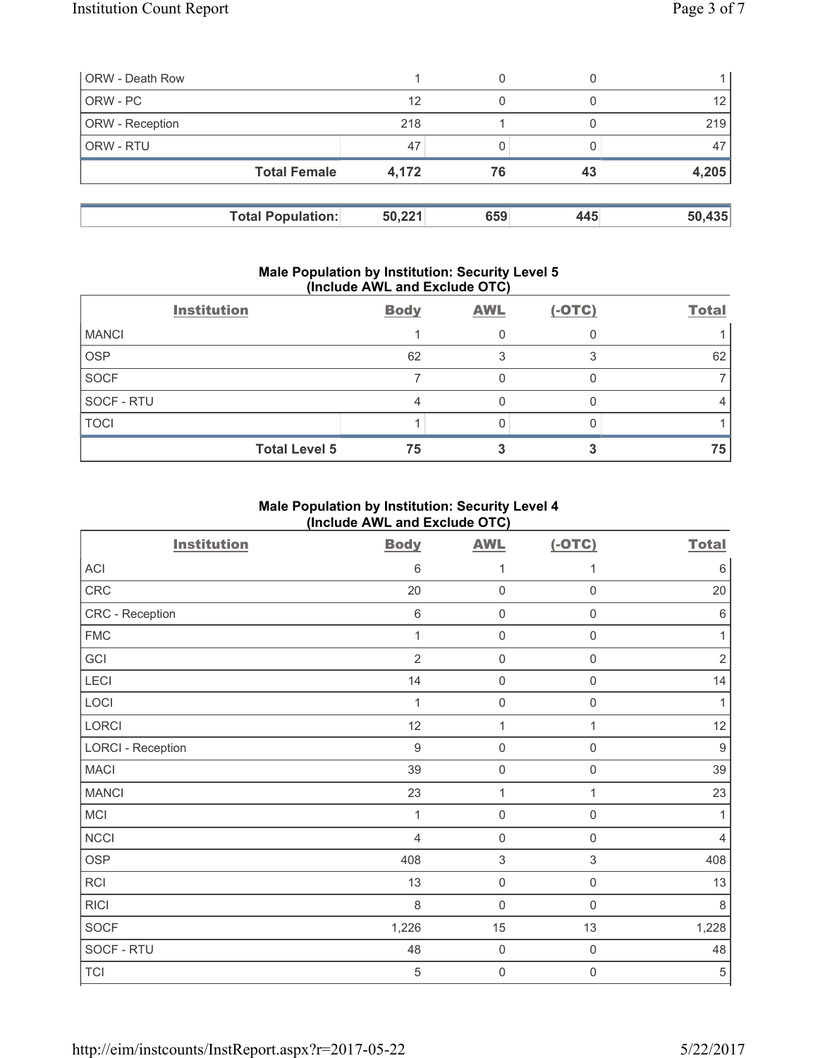| ORW - Death Row | 1 | 0 | 0 | 1 |
|---|---|---|---|---|
| ORW - PC | 12 | 0 | 0 | 12 |
| ORW - Reception | 218 | 1 | 0 | 219 |
| ORW - RTU | 47 | 0 | 0 | 47 |
| **Total Female** | **4,172** | **76** | **43** | **4,205** |

| **Total Population:** | **50,221** | **659** | **445** | **50,435** |
|---|---|---|---|---|

### Male Population by Institution: Security Level 5 (Include AWL and Exclude OTC)

| Institution | Body | AWL | (-OTC) | Total |
|---|---|---|---|---|
| MANCI | 1 | 0 | 0 | 1 |
| OSP | 62 | 3 | 3 | 62 |
| SOCF | 7 | 0 | 0 | 7 |
| SOCF - RTU | 4 | 0 | 0 | 4 |
| TOCI | 1 | 0 | 0 | 1 |
| **Total Level 5** | **75** | **3** | **3** | **75** |

### Male Population by Institution: Security Level 4 (Include AWL and Exclude OTC)

| Institution | Body | AWL | (-OTC) | Total |
|---|---|---|---|---|
| ACI | 6 | 1 | 1 | 6 |
| CRC | 20 | 0 | 0 | 20 |
| CRC - Reception | 6 | 0 | 0 | 6 |
| FMC | 1 | 0 | 0 | 1 |
| GCI | 2 | 0 | 0 | 2 |
| LECI | 14 | 0 | 0 | 14 |
| LOCI | 1 | 0 | 0 | 1 |
| LORCI | 12 | 1 | 1 | 12 |
| LORCI - Reception | 9 | 0 | 0 | 9 |
| MACI | 39 | 0 | 0 | 39 |
| MANCI | 23 | 1 | 1 | 23 |
| MCI | 1 | 0 | 0 | 1 |
| NCCI | 4 | 0 | 0 | 4 |
| OSP | 408 | 3 | 3 | 408 |
| RCI | 13 | 0 | 0 | 13 |
| RICI | 8 | 0 | 0 | 8 |
| SOCF | 1,226 | 15 | 13 | 1,228 |
| SOCF - RTU | 48 | 0 | 0 | 48 |
| TCI | 5 | 0 | 0 | 5 |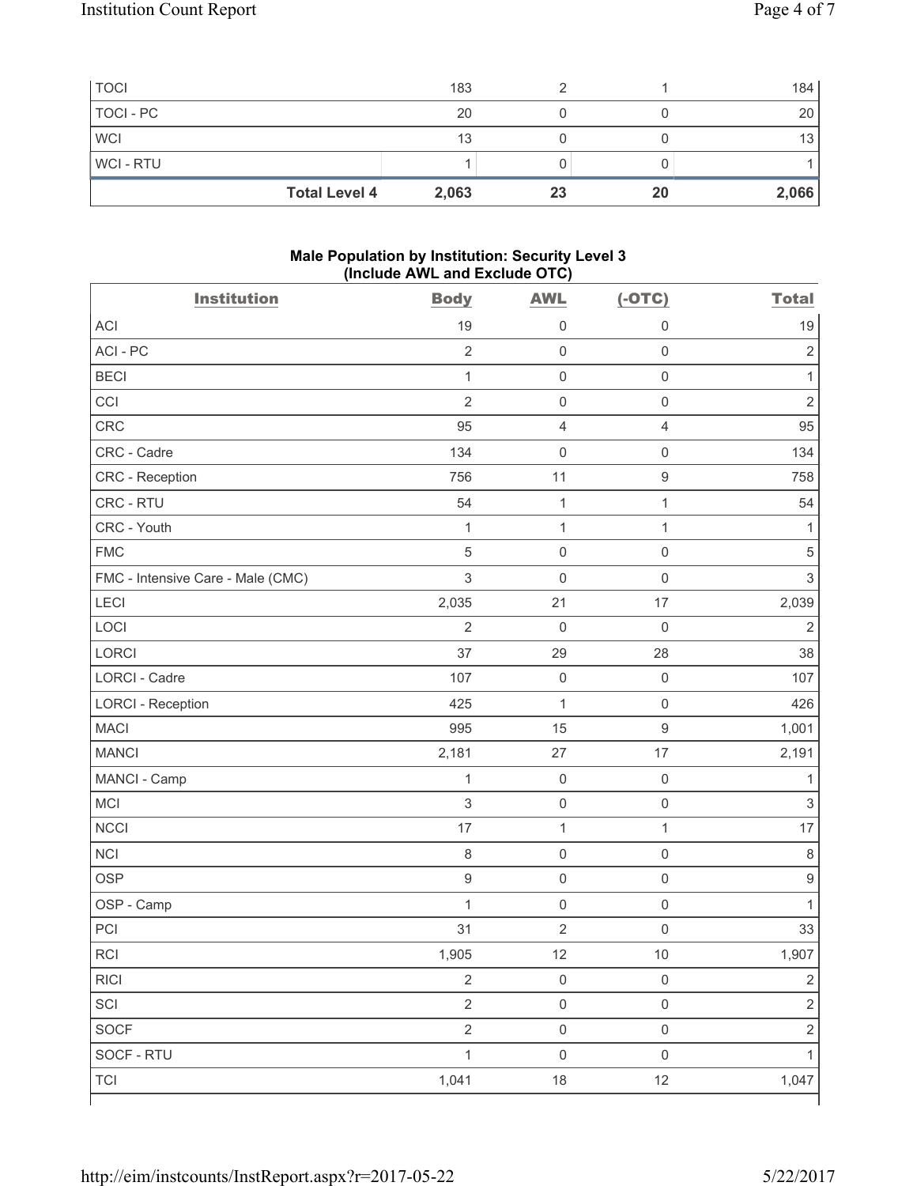| TOCI | 183 | 2 | 1 | 184 |
|---|---|---|---|---|
| TOCI - PC | 20 | 0 | 0 | 20 |
| WCI | 13 | 0 | 0 | 13 |
| WCI - RTU | 1 | 0 | 0 | 1 |
| **Total Level 4** | **2,063** | **23** | **20** | **2,066** |

**Male Population by Institution: Security Level 3 (Include AWL and Exclude OTC)**

| Institution | Body | AWL | (-OTC) | Total |
|---|---|---|---|---|
| ACI | 19 | 0 | 0 | 19 |
| ACI - PC | 2 | 0 | 0 | 2 |
| BECI | 1 | 0 | 0 | 1 |
| CCI | 2 | 0 | 0 | 2 |
| CRC | 95 | 4 | 4 | 95 |
| CRC - Cadre | 134 | 0 | 0 | 134 |
| CRC - Reception | 756 | 11 | 9 | 758 |
| CRC - RTU | 54 | 1 | 1 | 54 |
| CRC - Youth | 1 | 1 | 1 | 1 |
| FMC | 5 | 0 | 0 | 5 |
| FMC - Intensive Care - Male (CMC) | 3 | 0 | 0 | 3 |
| LECI | 2,035 | 21 | 17 | 2,039 |
| LOCI | 2 | 0 | 0 | 2 |
| LORCI | 37 | 29 | 28 | 38 |
| LORCI - Cadre | 107 | 0 | 0 | 107 |
| LORCI - Reception | 425 | 1 | 0 | 426 |
| MACI | 995 | 15 | 9 | 1,001 |
| MANCI | 2,181 | 27 | 17 | 2,191 |
| MANCI - Camp | 1 | 0 | 0 | 1 |
| MCI | 3 | 0 | 0 | 3 |
| NCCI | 17 | 1 | 1 | 17 |
| NCI | 8 | 0 | 0 | 8 |
| OSP | 9 | 0 | 0 | 9 |
| OSP - Camp | 1 | 0 | 0 | 1 |
| PCI | 31 | 2 | 0 | 33 |
| RCI | 1,905 | 12 | 10 | 1,907 |
| RICI | 2 | 0 | 0 | 2 |
| SCI | 2 | 0 | 0 | 2 |
| SOCF | 2 | 0 | 0 | 2 |
| SOCF - RTU | 1 | 0 | 0 | 1 |
| TCI | 1,041 | 18 | 12 | 1,047 |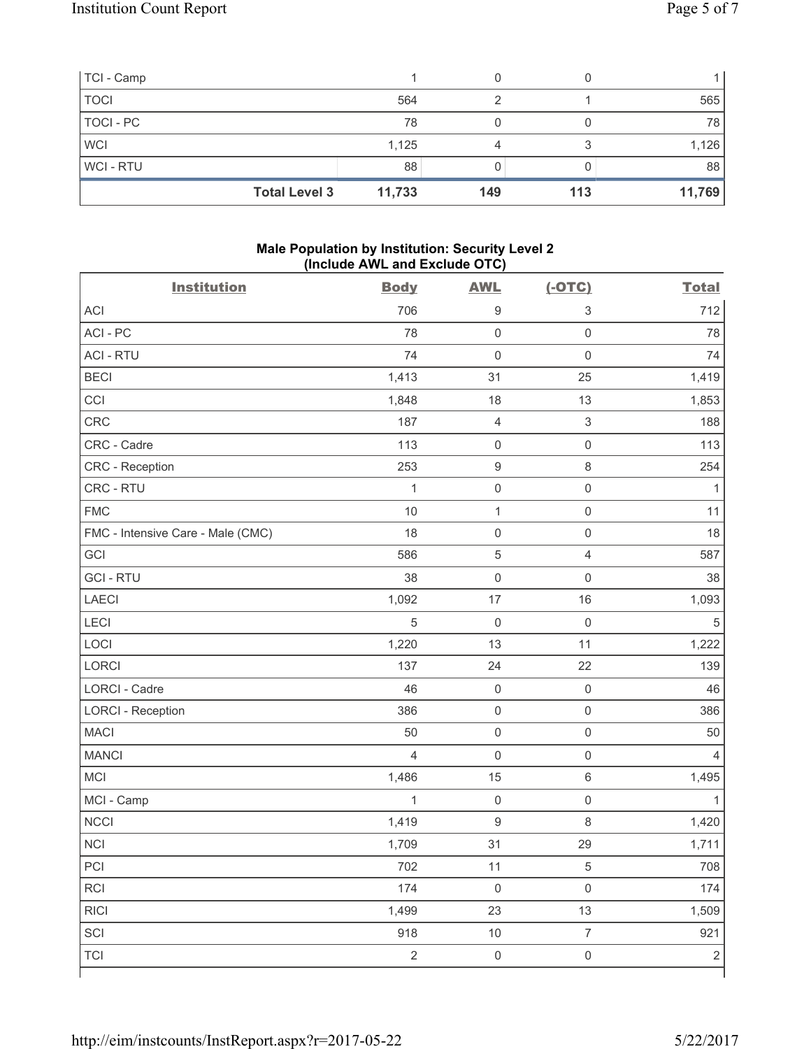| | | | | |
|---|---|---|---|---|
| TCI - Camp | 1 | 0 | 0 | 1 |
| TOCI | 564 | 2 | 1 | 565 |
| TOCI - PC | 78 | 0 | 0 | 78 |
| WCI | 1,125 | 4 | 3 | 1,126 |
| WCI - RTU | 88 | 0 | 0 | 88 |
| **Total Level 3** | **11,733** | **149** | **113** | **11,769** |

### Male Population by Institution: Security Level 2 (Include AWL and Exclude OTC)

| Institution | Body | AWL | (-OTC) | Total |
|---|---|---|---|---|
| ACI | 706 | 9 | 3 | 712 |
| ACI - PC | 78 | 0 | 0 | 78 |
| ACI - RTU | 74 | 0 | 0 | 74 |
| BECI | 1,413 | 31 | 25 | 1,419 |
| CCI | 1,848 | 18 | 13 | 1,853 |
| CRC | 187 | 4 | 3 | 188 |
| CRC - Cadre | 113 | 0 | 0 | 113 |
| CRC - Reception | 253 | 9 | 8 | 254 |
| CRC - RTU | 1 | 0 | 0 | 1 |
| FMC | 10 | 1 | 0 | 11 |
| FMC - Intensive Care - Male (CMC) | 18 | 0 | 0 | 18 |
| GCI | 586 | 5 | 4 | 587 |
| GCI - RTU | 38 | 0 | 0 | 38 |
| LAECI | 1,092 | 17 | 16 | 1,093 |
| LECI | 5 | 0 | 0 | 5 |
| LOCI | 1,220 | 13 | 11 | 1,222 |
| LORCI | 137 | 24 | 22 | 139 |
| LORCI - Cadre | 46 | 0 | 0 | 46 |
| LORCI - Reception | 386 | 0 | 0 | 386 |
| MACI | 50 | 0 | 0 | 50 |
| MANCI | 4 | 0 | 0 | 4 |
| MCI | 1,486 | 15 | 6 | 1,495 |
| MCI - Camp | 1 | 0 | 0 | 1 |
| NCCI | 1,419 | 9 | 8 | 1,420 |
| NCI | 1,709 | 31 | 29 | 1,711 |
| PCI | 702 | 11 | 5 | 708 |
| RCI | 174 | 0 | 0 | 174 |
| RICI | 1,499 | 23 | 13 | 1,509 |
| SCI | 918 | 10 | 7 | 921 |
| TCI | 2 | 0 | 0 | 2 |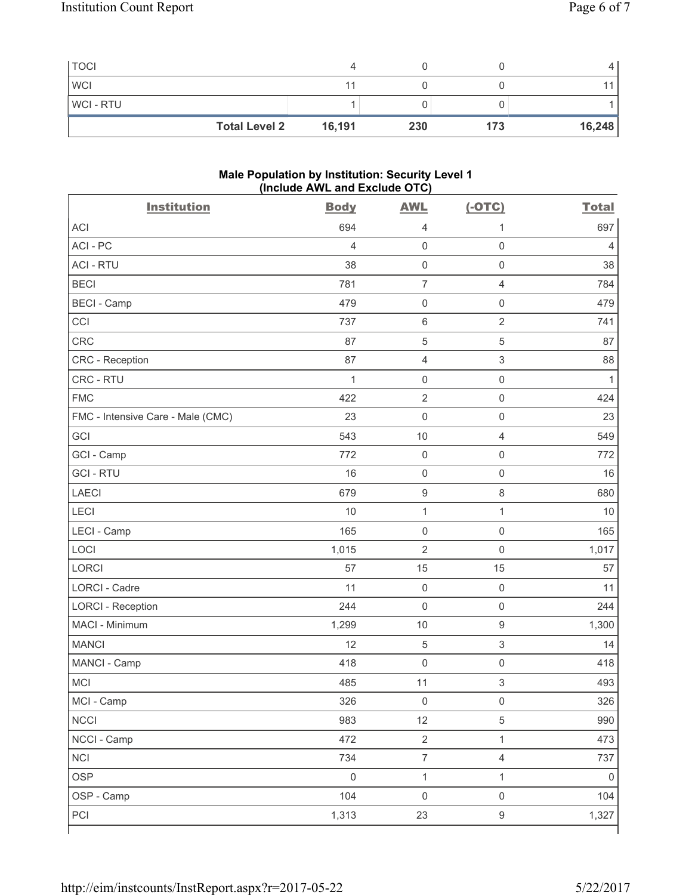| TOCI | 4 | 0 | 0 | 4 |
|---|---|---|---|---|
| WCI | 11 | 0 | 0 | 11 |
| WCI - RTU | 1 | 0 | 0 | 1 |
| **Total Level 2** | **16,191** | **230** | **173** | **16,248** |

**Male Population by Institution: Security Level 1 (Include AWL and Exclude OTC)**

| Institution | Body | AWL | (-OTC) | Total |
|---|---|---|---|---|
| ACI | 694 | 4 | 1 | 697 |
| ACI - PC | 4 | 0 | 0 | 4 |
| ACI - RTU | 38 | 0 | 0 | 38 |
| BECI | 781 | 7 | 4 | 784 |
| BECI - Camp | 479 | 0 | 0 | 479 |
| CCI | 737 | 6 | 2 | 741 |
| CRC | 87 | 5 | 5 | 87 |
| CRC - Reception | 87 | 4 | 3 | 88 |
| CRC - RTU | 1 | 0 | 0 | 1 |
| FMC | 422 | 2 | 0 | 424 |
| FMC - Intensive Care - Male (CMC) | 23 | 0 | 0 | 23 |
| GCI | 543 | 10 | 4 | 549 |
| GCI - Camp | 772 | 0 | 0 | 772 |
| GCI - RTU | 16 | 0 | 0 | 16 |
| LAECI | 679 | 9 | 8 | 680 |
| LECI | 10 | 1 | 1 | 10 |
| LECI - Camp | 165 | 0 | 0 | 165 |
| LOCI | 1,015 | 2 | 0 | 1,017 |
| LORCI | 57 | 15 | 15 | 57 |
| LORCI - Cadre | 11 | 0 | 0 | 11 |
| LORCI - Reception | 244 | 0 | 0 | 244 |
| MACI - Minimum | 1,299 | 10 | 9 | 1,300 |
| MANCI | 12 | 5 | 3 | 14 |
| MANCI - Camp | 418 | 0 | 0 | 418 |
| MCI | 485 | 11 | 3 | 493 |
| MCI - Camp | 326 | 0 | 0 | 326 |
| NCCI | 983 | 12 | 5 | 990 |
| NCCI - Camp | 472 | 2 | 1 | 473 |
| NCI | 734 | 7 | 4 | 737 |
| OSP | 0 | 1 | 1 | 0 |
| OSP - Camp | 104 | 0 | 0 | 104 |
| PCI | 1,313 | 23 | 9 | 1,327 |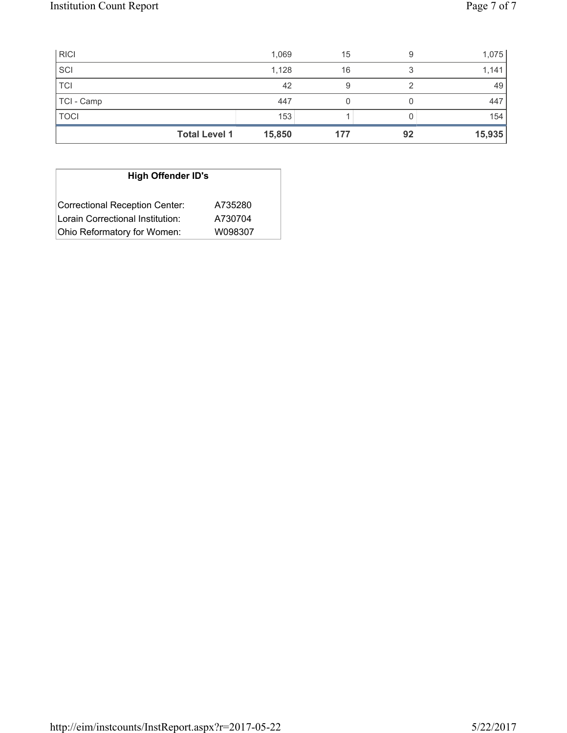| | | | | |
|---|---|---|---|---|
| RICI | 1,069 | 15 | 9 | 1,075 |
| SCI | 1,128 | 16 | 3 | 1,141 |
| TCI | 42 | 9 | 2 | 49 |
| TCI - Camp | 447 | 0 | 0 | 447 |
| TOCI | 153 | 1 | 0 | 154 |
| **Total Level 1** | **15,850** | **177** | **92** | **15,935** |

| **High Offender ID's** | |
|---|---|
| Correctional Reception Center: | A735280 |
| Lorain Correctional Institution: | A730704 |
| Ohio Reformatory for Women: | W098307 |